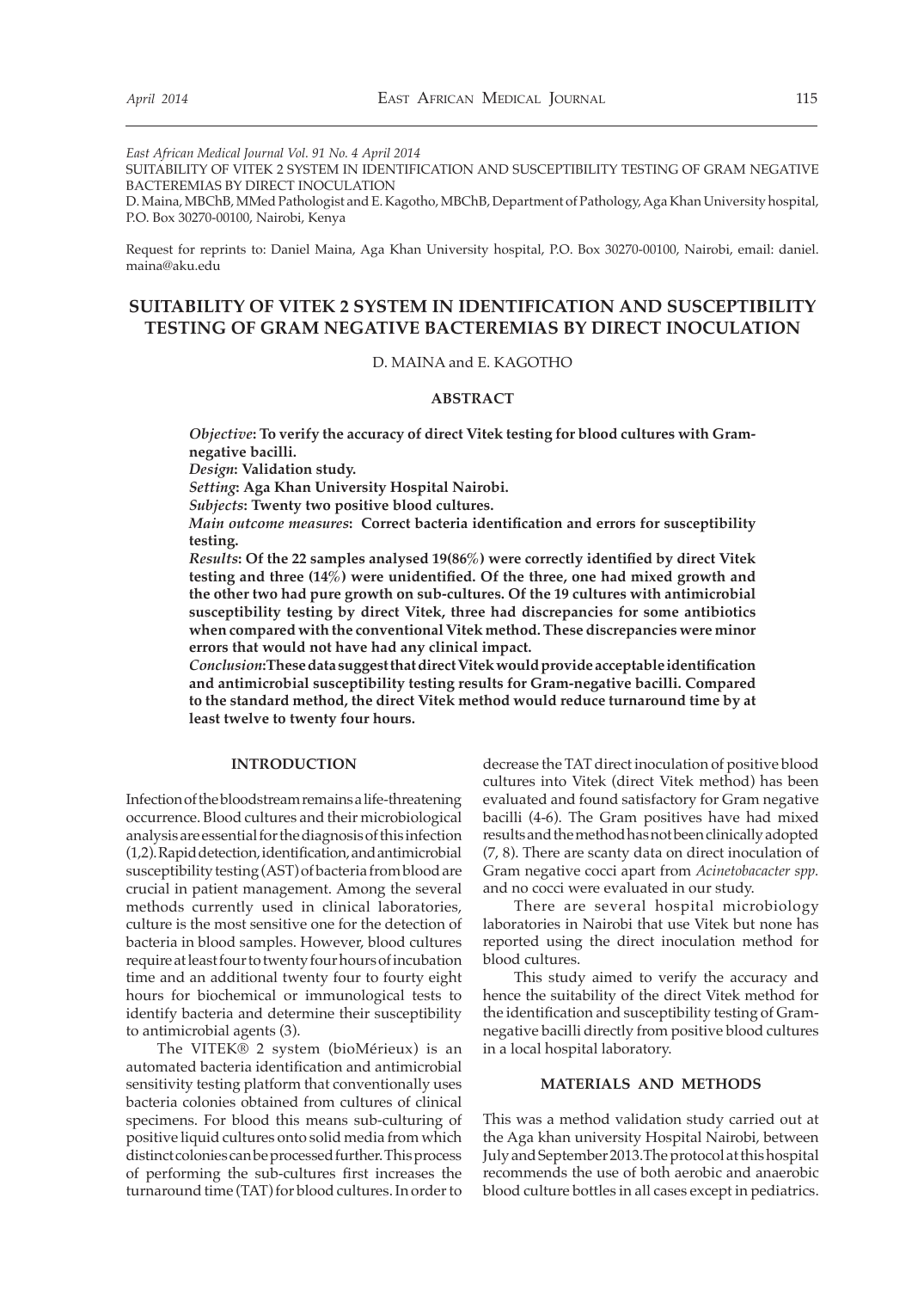East African Medical Journal Vol. 91 No. 4 April 2014

SUITABILITY OF VITEK 2 SYSTEM IN IDENTIFICATION AND SUSCEPTIBILITY TESTING OF GRAM NEGATIVE BACTEREMIAS BY DIRECT INOCULATION

D. Maina, MBChB, MMed Pathologist and E. Kagotho, MBChB, Department of Pathology, Aga Khan University hospital, P.O. Box 30270-00100, Nairobi, Kenya

Request for reprints to: Daniel Maina, Aga Khan University hospital, P.O. Box 30270-00100, Nairobi, email: daniel.maina@aku.edu

# SUITABILITY OF VITEK 2 SYSTEM IN IDENTIFICATION AND SUSCEPTIBILITY TESTING OF GRAM NEGATIVE BACTEREMIAS BY DIRECT INOCULATION

D. MAINA and E. KAGOTHO

## ABSTRACT

***Objective*: To verify the accuracy of direct Vitek testing for blood cultures with Gram-negative bacilli.**

***Design*: Validation study.**

***Setting*: Aga Khan University Hospital Nairobi.**

***Subjects*: Twenty two positive blood cultures.**

***Main outcome measures*: Correct bacteria identification and errors for susceptibility testing.**

***Results*: Of the 22 samples analysed 19(86%) were correctly identified by direct Vitek testing and three (14%) were unidentified. Of the three, one had mixed growth and the other two had pure growth on sub-cultures. Of the 19 cultures with antimicrobial susceptibility testing by direct Vitek, three had discrepancies for some antibiotics when compared with the conventional Vitek method. These discrepancies were minor errors that would not have had any clinical impact.**

***Conclusion*: These data suggest that direct Vitek would provide acceptable identification and antimicrobial susceptibility testing results for Gram-negative bacilli. Compared to the standard method, the direct Vitek method would reduce turnaround time by at least twelve to twenty four hours.**

## INTRODUCTION

Infection of the bloodstream remains a life-threatening occurrence. Blood cultures and their microbiological analysis are essential for the diagnosis of this infection (1,2). Rapid detection, identification, and antimicrobial susceptibility testing (AST) of bacteria from blood are crucial in patient management. Among the several methods currently used in clinical laboratories, culture is the most sensitive one for the detection of bacteria in blood samples. However, blood cultures require at least four to twenty four hours of incubation time and an additional twenty four to fourty eight hours for biochemical or immunological tests to identify bacteria and determine their susceptibility to antimicrobial agents (3).

The VITEK® 2 system (bioMérieux) is an automated bacteria identification and antimicrobial sensitivity testing platform that conventionally uses bacteria colonies obtained from cultures of clinical specimens. For blood this means sub-culturing of positive liquid cultures onto solid media from which distinct colonies can be processed further. This process of performing the sub-cultures first increases the turnaround time (TAT) for blood cultures. In order to decrease the TAT direct inoculation of positive blood cultures into Vitek (direct Vitek method) has been evaluated and found satisfactory for Gram negative bacilli (4-6). The Gram positives have had mixed results and the method has not been clinically adopted (7, 8). There are scanty data on direct inoculation of Gram negative cocci apart from *Acinetobacacter spp.* and no cocci were evaluated in our study.

There are several hospital microbiology laboratories in Nairobi that use Vitek but none has reported using the direct inoculation method for blood cultures.

This study aimed to verify the accuracy and hence the suitability of the direct Vitek method for the identification and susceptibility testing of Gram-negative bacilli directly from positive blood cultures in a local hospital laboratory.

## MATERIALS AND METHODS

This was a method validation study carried out at the Aga khan university Hospital Nairobi, between July and September 2013. The protocol at this hospital recommends the use of both aerobic and anaerobic blood culture bottles in all cases except in pediatrics.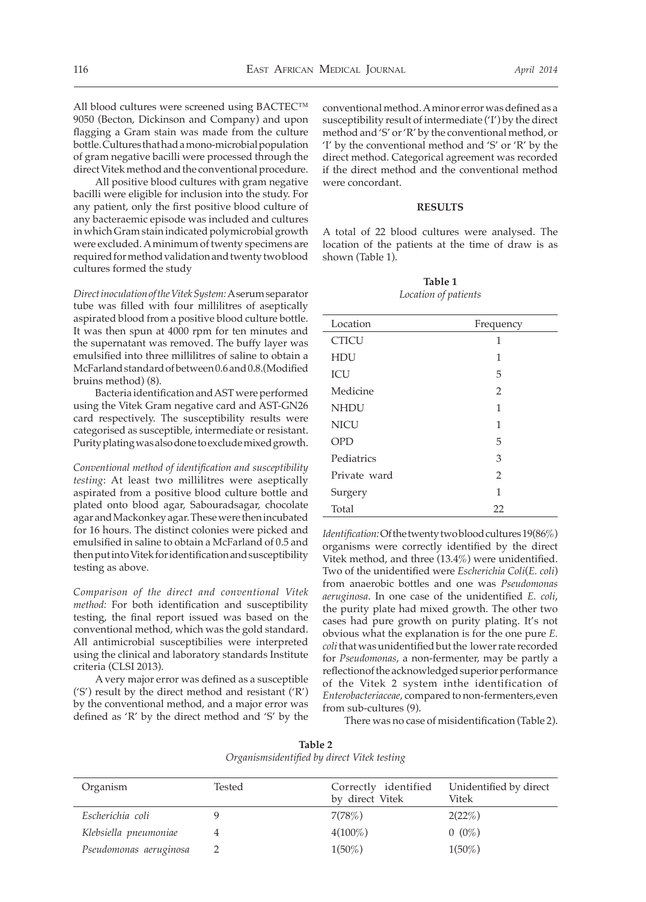All blood cultures were screened using BACTEC™ 9050 (Becton, Dickinson and Company) and upon flagging a Gram stain was made from the culture bottle. Cultures that had a mono-microbial population of gram negative bacilli were processed through the direct Vitek method and the conventional procedure.

All positive blood cultures with gram negative bacilli were eligible for inclusion into the study. For any patient, only the first positive blood culture of any bacteraemic episode was included and cultures in which Gram stain indicated polymicrobial growth were excluded. A minimum of twenty specimens are required for method validation and twenty two blood cultures formed the study

*Direct inoculation of the Vitek System:* A serum separator tube was filled with four millilitres of aseptically aspirated blood from a positive blood culture bottle. It was then spun at 4000 rpm for ten minutes and the supernatant was removed. The buffy layer was emulsified into three millilitres of saline to obtain a McFarland standard of between 0.6 and 0.8.(Modified bruins method) (8).

Bacteria identification and AST were performed using the Vitek Gram negative card and AST-GN26 card respectively. The susceptibility results were categorised as susceptible, intermediate or resistant. Purity plating was also done to exclude mixed growth.

*Conventional method of identification and susceptibility testing*: At least two millilitres were aseptically aspirated from a positive blood culture bottle and plated onto blood agar, Sabouradsagar, chocolate agar and Mackonkey agar. These were then incubated for 16 hours. The distinct colonies were picked and emulsified in saline to obtain a McFarland of 0.5 and then put into Vitek for identification and susceptibility testing as above.

*Comparison of the direct and conventional Vitek method:* For both identification and susceptibility testing, the final report issued was based on the conventional method, which was the gold standard. All antimicrobial susceptibilies were interpreted using the clinical and laboratory standards Institute criteria (CLSI 2013).

A very major error was defined as a susceptible ('S') result by the direct method and resistant ('R') by the conventional method, and a major error was defined as 'R' by the direct method and 'S' by the conventional method. A minor error was defined as a susceptibility result of intermediate ('I') by the direct method and 'S' or 'R' by the conventional method, or 'I' by the conventional method and 'S' or 'R' by the direct method. Categorical agreement was recorded if the direct method and the conventional method were concordant.

## RESULTS

A total of 22 blood cultures were analysed. The location of the patients at the time of draw is as shown (Table 1).

**Table 1**
*Location of patients*

| Location | Frequency |
|---|---|
| CTICU | 1 |
| HDU | 1 |
| ICU | 5 |
| Medicine | 2 |
| NHDU | 1 |
| NICU | 1 |
| OPD | 5 |
| Pediatrics | 3 |
| Private ward | 2 |
| Surgery | 1 |
| Total | 22 |

*Identification:* Of the twenty two blood cultures 19(86%) organisms were correctly identified by the direct Vitek method, and three (13.4%) were unidentified. Two of the unidentified were *Escherichia Coli*(*E. coli*) from anaerobic bottles and one was *Pseudomonas aeruginosa*. In one case of the unidentified *E. coli*, the purity plate had mixed growth. The other two cases had pure growth on purity plating. It's not obvious what the explanation is for the one pure *E. coli* that was unidentified but the lower rate recorded for *Pseudomonas*, a non-fermenter, may be partly a reflectionof the acknowledged superior performance of the Vitek 2 system inthe identification of *Enterobacteriaceae*, compared to non-fermenters,even from sub-cultures (9).

There was no case of misidentification (Table 2).

**Table 2**
*Organismsidentified by direct Vitek testing*

| Organism | Tested | Correctly identified by direct Vitek | Unidentified by direct Vitek |
|---|---|---|---|
| *Escherichia coli* | 9 | 7(78%) | 2(22%) |
| *Klebsiella pneumoniae* | 4 | 4(100%) | 0 (0%) |
| *Pseudomonas aeruginosa* | 2 | 1(50%) | 1(50%) |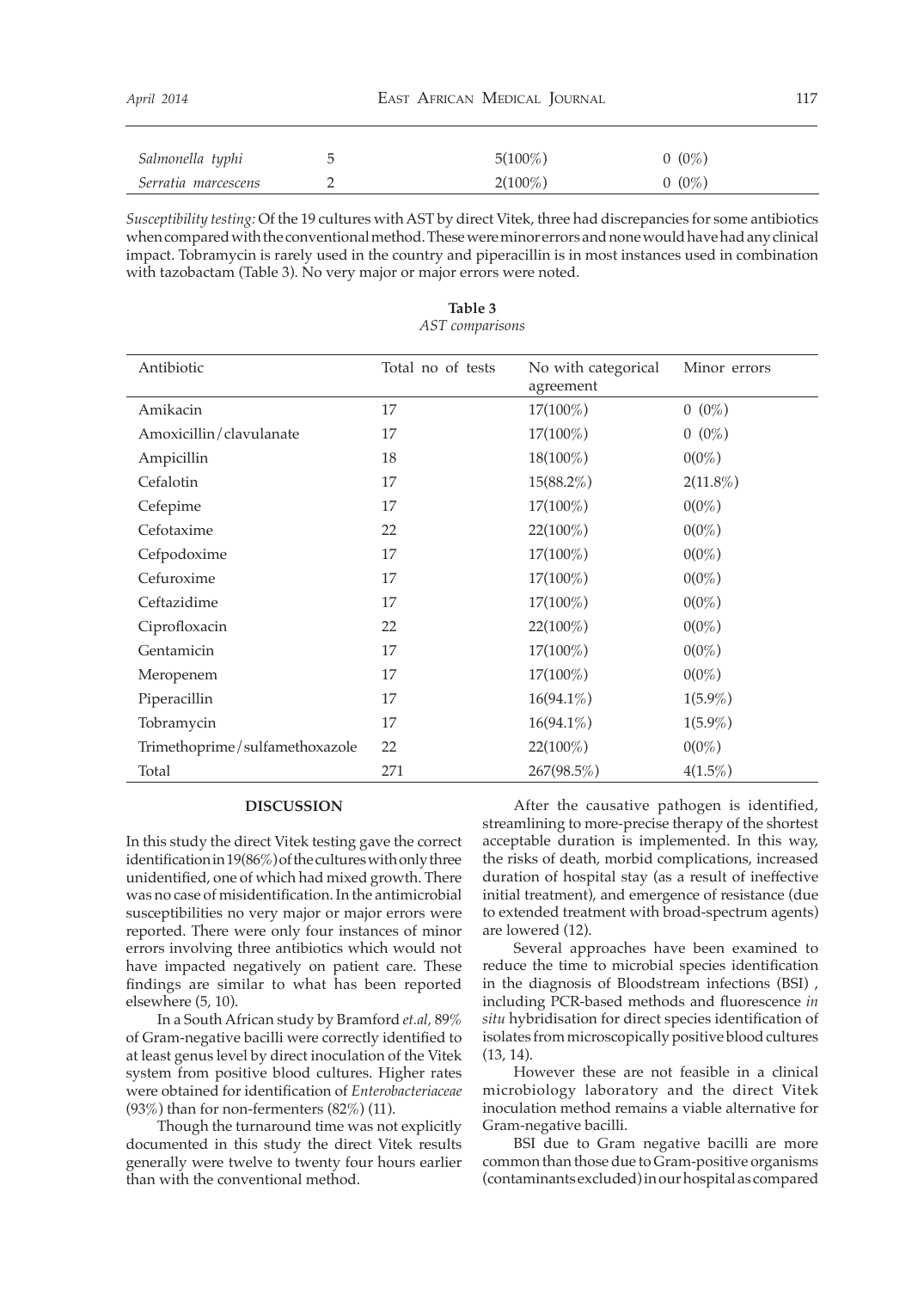| | | | |
|---|---|---|---|
| *Salmonella typhi* | 5 | 5(100%) | 0 (0%) |
| *Serratia marcescens* | 2 | 2(100%) | 0 (0%) |

*Susceptibility testing:* Of the 19 cultures with AST by direct Vitek, three had discrepancies for some antibiotics when compared with the conventional method. These were minor errors and none would have had any clinical impact. Tobramycin is rarely used in the country and piperacillin is in most instances used in combination with tazobactam (Table 3). No very major or major errors were noted.

**Table 3**
*AST comparisons*

| Antibiotic | Total no of tests | No with categorical agreement | Minor errors |
|---|---|---|---|
| Amikacin | 17 | 17(100%) | 0 (0%) |
| Amoxicillin/clavulanate | 17 | 17(100%) | 0 (0%) |
| Ampicillin | 18 | 18(100%) | 0(0%) |
| Cefalotin | 17 | 15(88.2%) | 2(11.8%) |
| Cefepime | 17 | 17(100%) | 0(0%) |
| Cefotaxime | 22 | 22(100%) | 0(0%) |
| Cefpodoxime | 17 | 17(100%) | 0(0%) |
| Cefuroxime | 17 | 17(100%) | 0(0%) |
| Ceftazidime | 17 | 17(100%) | 0(0%) |
| Ciprofloxacin | 22 | 22(100%) | 0(0%) |
| Gentamicin | 17 | 17(100%) | 0(0%) |
| Meropenem | 17 | 17(100%) | 0(0%) |
| Piperacillin | 17 | 16(94.1%) | 1(5.9%) |
| Tobramycin | 17 | 16(94.1%) | 1(5.9%) |
| Trimethoprime/sulfamethoxazole | 22 | 22(100%) | 0(0%) |
| Total | 271 | 267(98.5%) | 4(1.5%) |

## DISCUSSION

In this study the direct Vitek testing gave the correct identification in 19(86%) of the cultures with only three unidentified, one of which had mixed growth. There was no case of misidentification. In the antimicrobial susceptibilities no very major or major errors were reported. There were only four instances of minor errors involving three antibiotics which would not have impacted negatively on patient care. These findings are similar to what has been reported elsewhere (5, 10).

In a South African study by Bramford *et.al*, 89% of Gram-negative bacilli were correctly identified to at least genus level by direct inoculation of the Vitek system from positive blood cultures. Higher rates were obtained for identification of *Enterobacteriaceae* (93%) than for non-fermenters (82%) (11).

Though the turnaround time was not explicitly documented in this study the direct Vitek results generally were twelve to twenty four hours earlier than with the conventional method.

After the causative pathogen is identified, streamlining to more-precise therapy of the shortest acceptable duration is implemented. In this way, the risks of death, morbid complications, increased duration of hospital stay (as a result of ineffective initial treatment), and emergence of resistance (due to extended treatment with broad-spectrum agents) are lowered (12).

Several approaches have been examined to reduce the time to microbial species identification in the diagnosis of Bloodstream infections (BSI) , including PCR-based methods and fluorescence *in situ* hybridisation for direct species identification of isolates from microscopically positive blood cultures (13, 14).

However these are not feasible in a clinical microbiology laboratory and the direct Vitek inoculation method remains a viable alternative for Gram-negative bacilli.

BSI due to Gram negative bacilli are more common than those due to Gram-positive organisms (contaminants excluded) in our hospital as compared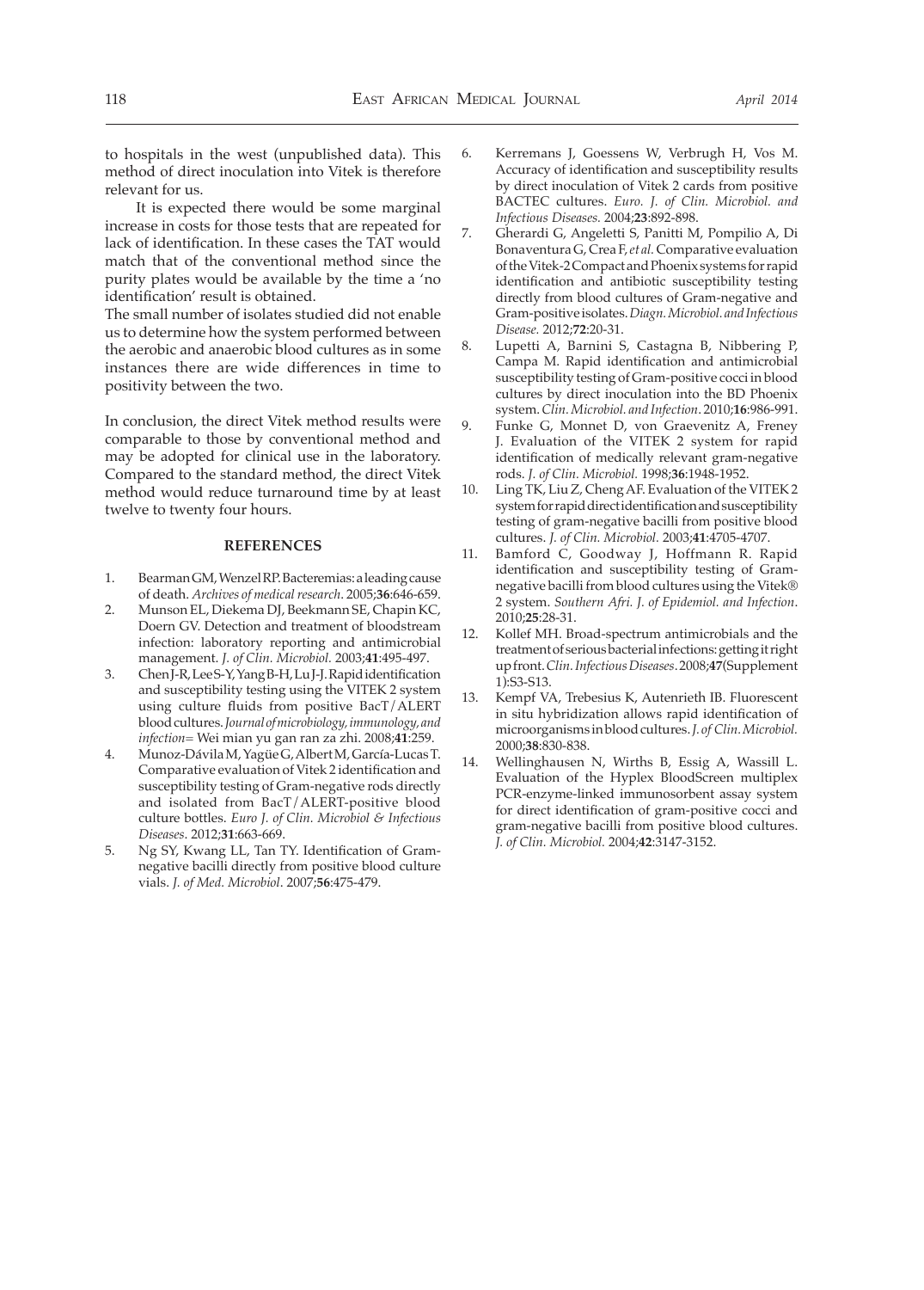to hospitals in the west (unpublished data). This method of direct inoculation into Vitek is therefore relevant for us.

It is expected there would be some marginal increase in costs for those tests that are repeated for lack of identification. In these cases the TAT would match that of the conventional method since the purity plates would be available by the time a 'no identification' result is obtained.

The small number of isolates studied did not enable us to determine how the system performed between the aerobic and anaerobic blood cultures as in some instances there are wide differences in time to positivity between the two.

In conclusion, the direct Vitek method results were comparable to those by conventional method and may be adopted for clinical use in the laboratory. Compared to the standard method, the direct Vitek method would reduce turnaround time by at least twelve to twenty four hours.

## REFERENCES

1. Bearman GM, Wenzel RP. Bacteremias: a leading cause of death. *Archives of medical research*. 2005;**36**:646-659.
2. Munson EL, Diekema DJ, Beekmann SE, Chapin KC, Doern GV. Detection and treatment of bloodstream infection: laboratory reporting and antimicrobial management. *J. of Clin. Microbiol.* 2003;**41**:495-497.
3. Chen J-R, Lee S-Y, Yang B-H, Lu J-J. Rapid identification and susceptibility testing using the VITEK 2 system using culture fluids from positive BacT/ALERT blood cultures. *Journal of microbiology, immunology, and infection= Wei mian yu gan ran za zhi.* 2008;**41**:259.
4. Munoz-Dávila M, Yagüe G, Albert M, García-Lucas T. Comparative evaluation of Vitek 2 identification and susceptibility testing of Gram-negative rods directly and isolated from BacT/ALERT-positive blood culture bottles. *Euro J. of Clin. Microbiol & Infectious Diseases*. 2012;**31**:663-669.
5. Ng SY, Kwang LL, Tan TY. Identification of Gram-negative bacilli directly from positive blood culture vials. *J. of Med. Microbiol*. 2007;**56**:475-479.
6. Kerremans J, Goessens W, Verbrugh H, Vos M. Accuracy of identification and susceptibility results by direct inoculation of Vitek 2 cards from positive BACTEC cultures. *Euro. J. of Clin. Microbiol. and Infectious Diseases.* 2004;**23**:892-898.
7. Gherardi G, Angeletti S, Panitti M, Pompilio A, Di Bonaventura G, Crea F, *et al.* Comparative evaluation of the Vitek-2 Compact and Phoenix systems for rapid identification and antibiotic susceptibility testing directly from blood cultures of Gram-negative and Gram-positive isolates. *Diagn. Microbiol. and Infectious Disease.* 2012;**72**:20-31.
8. Lupetti A, Barnini S, Castagna B, Nibbering P, Campa M. Rapid identification and antimicrobial susceptibility testing of Gram-positive cocci in blood cultures by direct inoculation into the BD Phoenix system. *Clin. Microbiol. and Infection*. 2010;**16**:986-991.
9. Funke G, Monnet D, von Graevenitz A, Freney J. Evaluation of the VITEK 2 system for rapid identification of medically relevant gram-negative rods. *J. of Clin. Microbiol.* 1998;**36**:1948-1952.
10. Ling TK, Liu Z, Cheng AF. Evaluation of the VITEK 2 system for rapid direct identification and susceptibility testing of gram-negative bacilli from positive blood cultures. *J. of Clin. Microbiol.* 2003;**41**:4705-4707.
11. Bamford C, Goodway J, Hoffmann R. Rapid identification and susceptibility testing of Gram-negative bacilli from blood cultures using the Vitek® 2 system. *Southern Afri. J. of Epidemiol. and Infection*. 2010;**25**:28-31.
12. Kollef MH. Broad-spectrum antimicrobials and the treatment of serious bacterial infections: getting it right up front. *Clin. Infectious Diseases*. 2008;**47**(Supplement 1):S3-S13.
13. Kempf VA, Trebesius K, Autenrieth IB. Fluorescent in situ hybridization allows rapid identification of microorganisms in blood cultures. *J. of Clin. Microbiol.* 2000;**38**:830-838.
14. Wellinghausen N, Wirths B, Essig A, Wassill L. Evaluation of the Hyplex BloodScreen multiplex PCR-enzyme-linked immunosorbent assay system for direct identification of gram-positive cocci and gram-negative bacilli from positive blood cultures. *J. of Clin. Microbiol.* 2004;**42**:3147-3152.